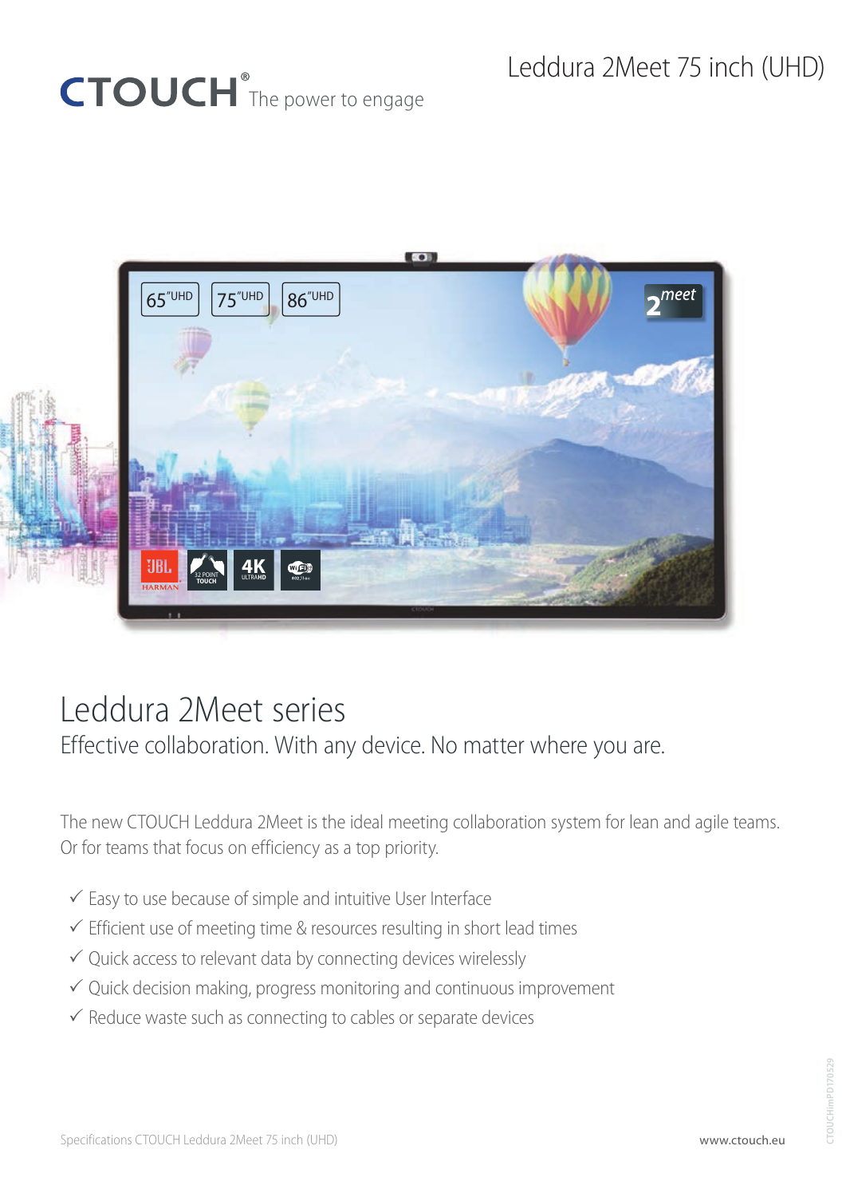CTOUCH® The power to engage

# Leddura 2Meet 75 inch (UHD)

## Leddura 2Meet series

### Effective collaboration. With any device. No matter where you are.

The new CTOUCH Leddura 2Meet is the ideal meeting collaboration system for lean and agile teams. Or for teams that focus on efficiency as a top priority.

- ✓ Easy to use because of simple and intuitive User Interface
- ✓ Efficient use of meeting time & resources resulting in short lead times
- ✓ Quick access to relevant data by connecting devices wirelessly
- ✓ Quick decision making, progress monitoring and continuous improvement
- ✓ Reduce waste such as connecting to cables or separate devices

Specifications CTOUCH Leddura 2Meet 75 inch (UHD)

www.ctouch.eu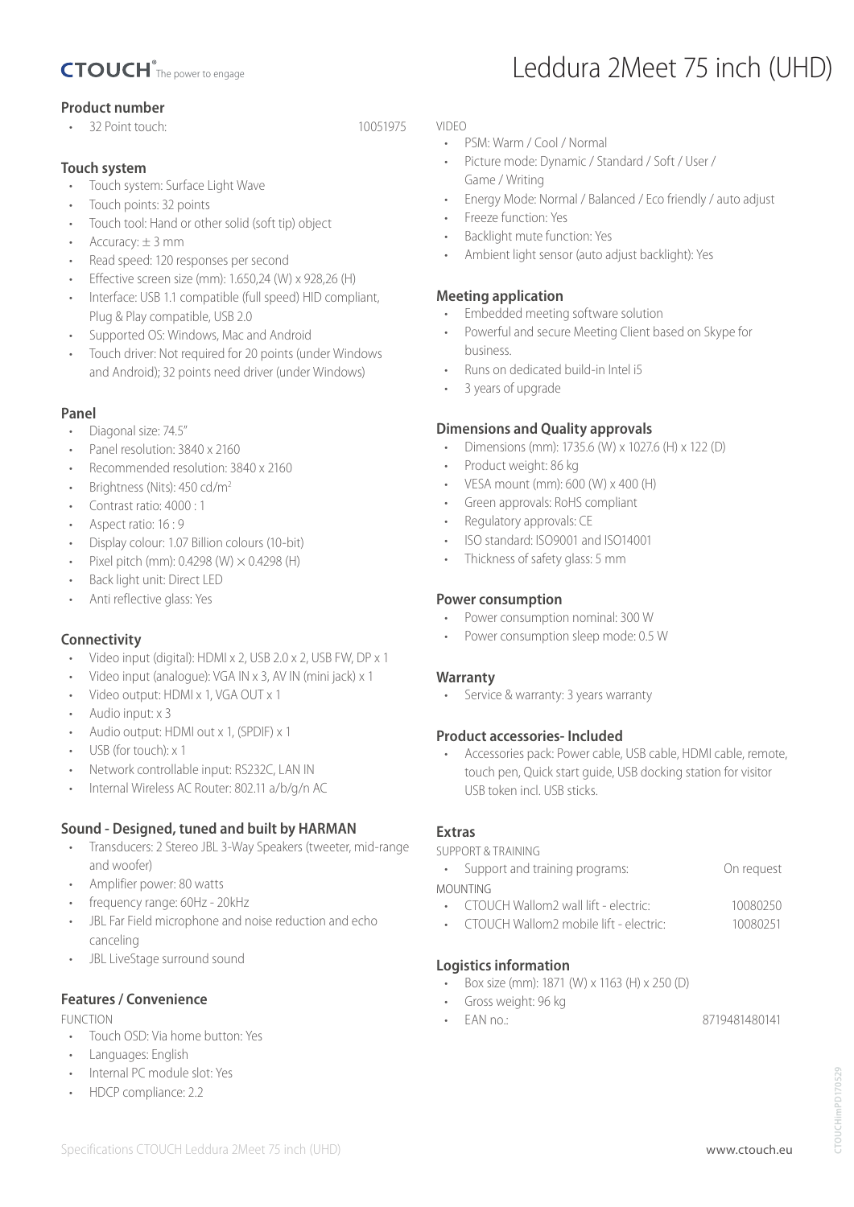CTOUCH® The power to engage

# Leddura 2Meet 75 inch (UHD)

### Product number

- 32 Point touch: 10051975

### Touch system

- Touch system: Surface Light Wave
- Touch points: 32 points
- Touch tool: Hand or other solid (soft tip) object
- Accuracy: ± 3 mm
- Read speed: 120 responses per second
- Effective screen size (mm): 1.650,24 (W) x 928,26 (H)
- Interface: USB 1.1 compatible (full speed) HID compliant, Plug & Play compatible, USB 2.0
- Supported OS: Windows, Mac and Android
- Touch driver: Not required for 20 points (under Windows and Android); 32 points need driver (under Windows)

### Panel

- Diagonal size: 74.5"
- Panel resolution: 3840 x 2160
- Recommended resolution: 3840 x 2160
- Brightness (Nits): 450 cd/m²
- Contrast ratio: 4000 : 1
- Aspect ratio: 16 : 9
- Display colour: 1.07 Billion colours (10-bit)
- Pixel pitch (mm): 0.4298 (W) × 0.4298 (H)
- Back light unit: Direct LED
- Anti reflective glass: Yes

### Connectivity

- Video input (digital): HDMI x 2, USB 2.0 x 2, USB FW, DP x 1
- Video input (analogue): VGA IN x 3, AV IN (mini jack) x 1
- Video output: HDMI x 1, VGA OUT x 1
- Audio input: x 3
- Audio output: HDMI out x 1, (SPDIF) x 1
- USB (for touch): x 1
- Network controllable input: RS232C, LAN IN
- Internal Wireless AC Router: 802.11 a/b/g/n AC

### Sound - Designed, tuned and built by HARMAN

- Transducers: 2 Stereo JBL 3-Way Speakers (tweeter, mid-range and woofer)
- Amplifier power: 80 watts
- frequency range: 60Hz - 20kHz
- JBL Far Field microphone and noise reduction and echo canceling
- JBL LiveStage surround sound

### Features / Convenience

FUNCTION

- Touch OSD: Via home button: Yes
- Languages: English
- Internal PC module slot: Yes
- HDCP compliance: 2.2

VIDEO

- PSM: Warm / Cool / Normal
- Picture mode: Dynamic / Standard / Soft / User / Game / Writing
- Energy Mode: Normal / Balanced / Eco friendly / auto adjust
- Freeze function: Yes
- Backlight mute function: Yes
- Ambient light sensor (auto adjust backlight): Yes

### Meeting application

- Embedded meeting software solution
- Powerful and secure Meeting Client based on Skype for business.
- Runs on dedicated build-in Intel i5
- 3 years of upgrade

### Dimensions and Quality approvals

- Dimensions (mm): 1735.6 (W) x 1027.6 (H) x 122 (D)
- Product weight: 86 kg
- VESA mount (mm): 600 (W) x 400 (H)
- Green approvals: RoHS compliant
- Regulatory approvals: CE
- ISO standard: ISO9001 and ISO14001
- Thickness of safety glass: 5 mm

### Power consumption

- Power consumption nominal: 300 W
- Power consumption sleep mode: 0.5 W

### Warranty

- Service & warranty: 3 years warranty

### Product accessories- Included

- Accessories pack: Power cable, USB cable, HDMI cable, remote, touch pen, Quick start guide, USB docking station for visitor USB token incl. USB sticks.

### Extras

SUPPORT & TRAINING

- Support and training programs: On request

MOUNTING

- CTOUCH Wallom2 wall lift - electric: 10080250
- CTOUCH Wallom2 mobile lift - electric: 10080251

### Logistics information

- Box size (mm): 1871 (W) x 1163 (H) x 250 (D)
- Gross weight: 96 kg
- EAN no.: 8719481480141